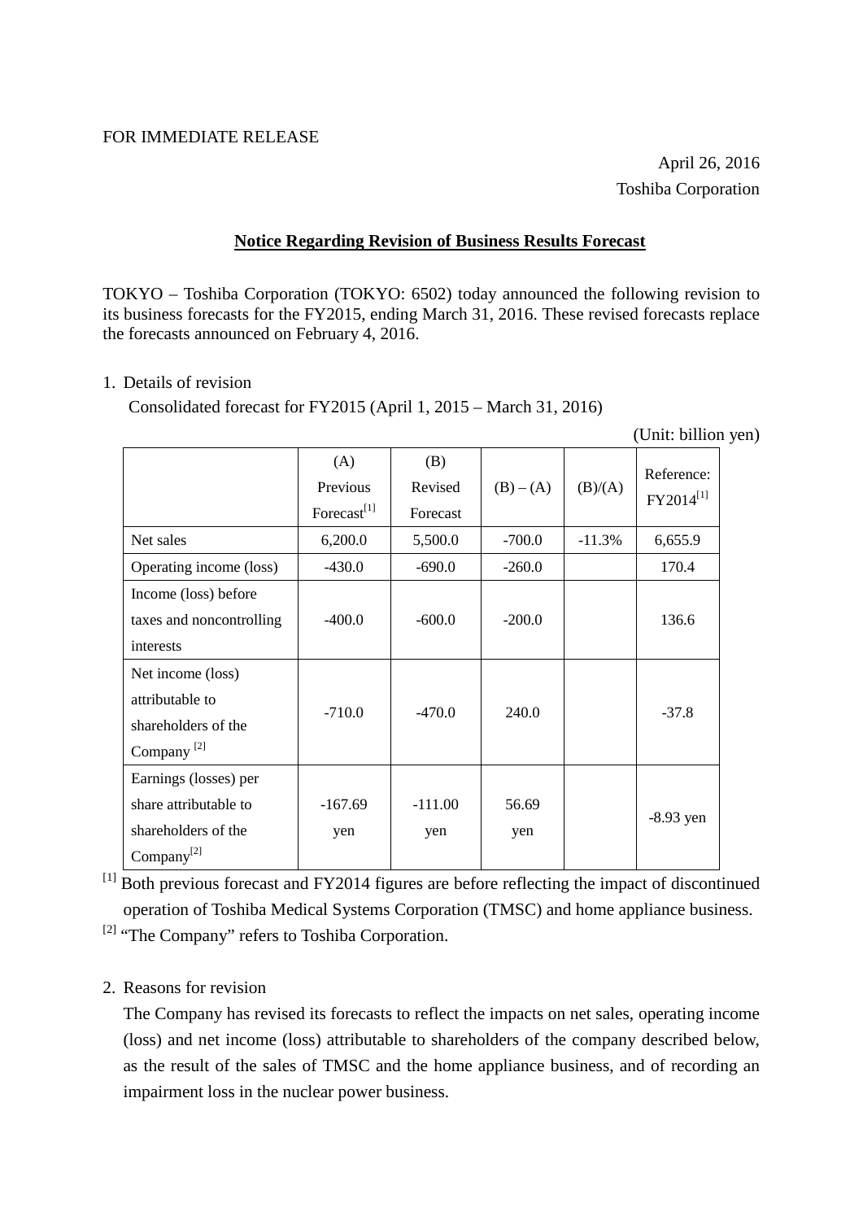FOR IMMEDIATE RELEASE

April 26, 2016
Toshiba Corporation

## Notice Regarding Revision of Business Results Forecast

TOKYO – Toshiba Corporation (TOKYO: 6502) today announced the following revision to its business forecasts for the FY2015, ending March 31, 2016. These revised forecasts replace the forecasts announced on February 4, 2016.

1. Details of revision

   Consolidated forecast for FY2015 (April 1, 2015 – March 31, 2016)

(Unit: billion yen)

| | (A) Previous Forecast[1] | (B) Revised Forecast | (B) – (A) | (B)/(A) | Reference: FY2014[1] |
|---|---|---|---|---|---|
| Net sales | 6,200.0 | 5,500.0 | -700.0 | -11.3% | 6,655.9 |
| Operating income (loss) | -430.0 | -690.0 | -260.0 | | 170.4 |
| Income (loss) before taxes and noncontrolling interests | -400.0 | -600.0 | -200.0 | | 136.6 |
| Net income (loss) attributable to shareholders of the Company [2] | -710.0 | -470.0 | 240.0 | | -37.8 |
| Earnings (losses) per share attributable to shareholders of the Company[2] | -167.69 yen | -111.00 yen | 56.69 yen | | -8.93 yen |

[1] Both previous forecast and FY2014 figures are before reflecting the impact of discontinued operation of Toshiba Medical Systems Corporation (TMSC) and home appliance business.

[2] "The Company" refers to Toshiba Corporation.

2. Reasons for revision

   The Company has revised its forecasts to reflect the impacts on net sales, operating income (loss) and net income (loss) attributable to shareholders of the company described below, as the result of the sales of TMSC and the home appliance business, and of recording an impairment loss in the nuclear power business.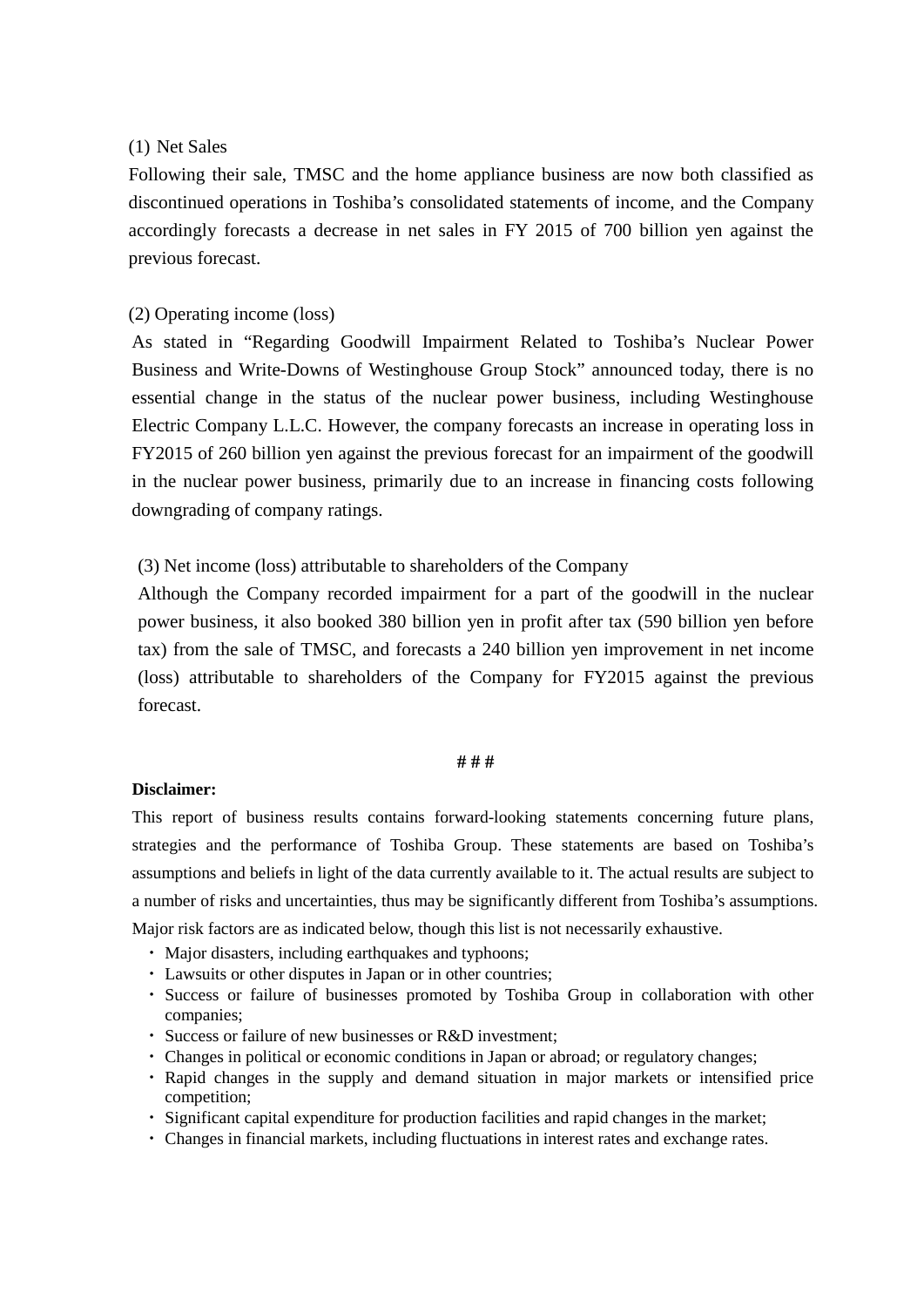(1) Net Sales

Following their sale, TMSC and the home appliance business are now both classified as discontinued operations in Toshiba's consolidated statements of income, and the Company accordingly forecasts a decrease in net sales in FY 2015 of 700 billion yen against the previous forecast.

(2) Operating income (loss)

As stated in "Regarding Goodwill Impairment Related to Toshiba's Nuclear Power Business and Write-Downs of Westinghouse Group Stock" announced today, there is no essential change in the status of the nuclear power business, including Westinghouse Electric Company L.L.C. However, the company forecasts an increase in operating loss in FY2015 of 260 billion yen against the previous forecast for an impairment of the goodwill in the nuclear power business, primarily due to an increase in financing costs following downgrading of company ratings.

(3) Net income (loss) attributable to shareholders of the Company

Although the Company recorded impairment for a part of the goodwill in the nuclear power business, it also booked 380 billion yen in profit after tax (590 billion yen before tax) from the sale of TMSC, and forecasts a 240 billion yen improvement in net income (loss) attributable to shareholders of the Company for FY2015 against the previous forecast.

# # #

**Disclaimer:**

This report of business results contains forward-looking statements concerning future plans, strategies and the performance of Toshiba Group. These statements are based on Toshiba's assumptions and beliefs in light of the data currently available to it. The actual results are subject to a number of risks and uncertainties, thus may be significantly different from Toshiba's assumptions. Major risk factors are as indicated below, though this list is not necessarily exhaustive.

- Major disasters, including earthquakes and typhoons;
- Lawsuits or other disputes in Japan or in other countries;
- Success or failure of businesses promoted by Toshiba Group in collaboration with other companies;
- Success or failure of new businesses or R&D investment;
- Changes in political or economic conditions in Japan or abroad; or regulatory changes;
- Rapid changes in the supply and demand situation in major markets or intensified price competition;
- Significant capital expenditure for production facilities and rapid changes in the market;
- Changes in financial markets, including fluctuations in interest rates and exchange rates.